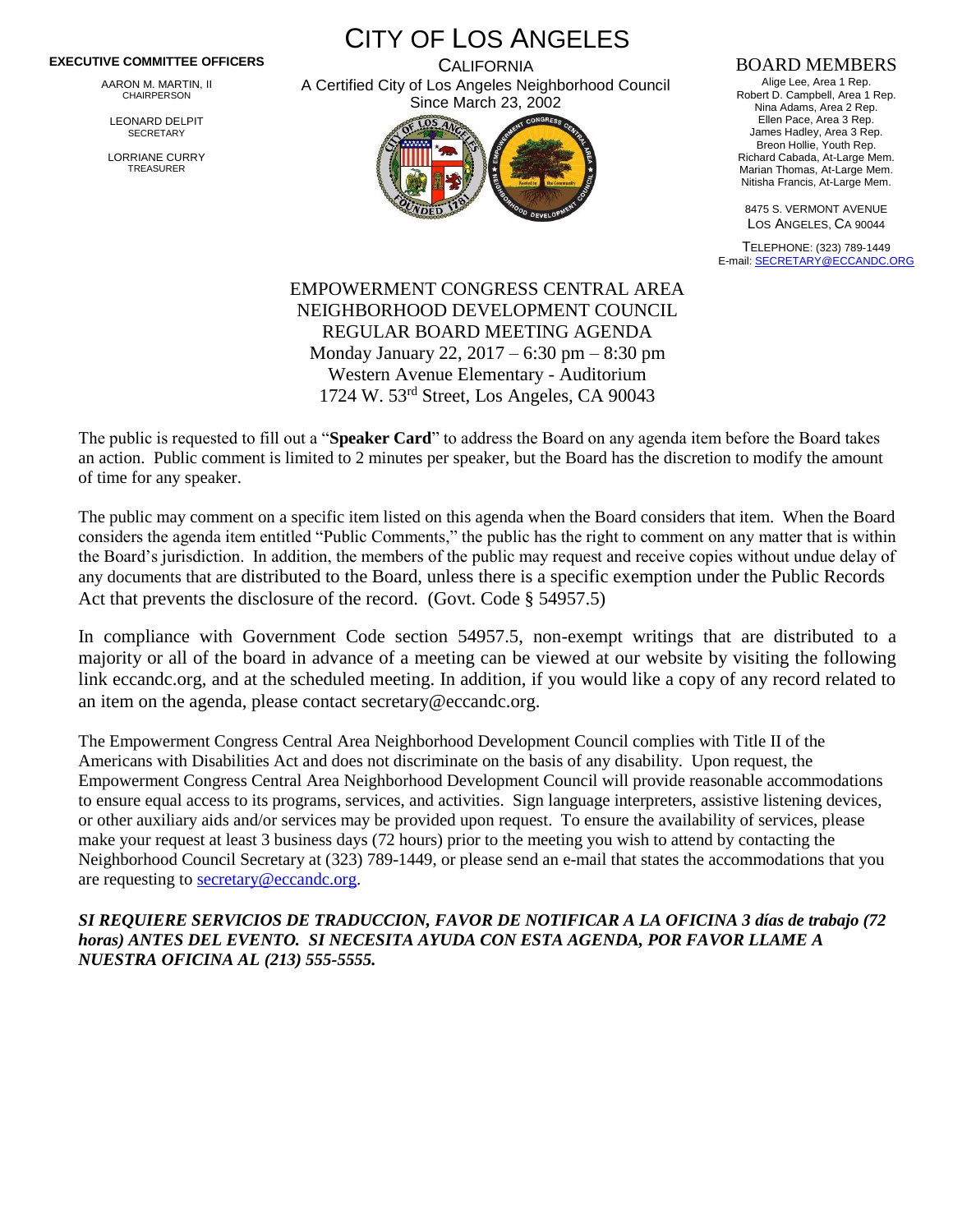# CITY OF LOS ANGELES

CALIFORNIA

A Certified City of Los Angeles Neighborhood Council
Since March 23, 2002

**EXECUTIVE COMMITTEE OFFICERS**

AARON M. MARTIN, II
CHAIRPERSON

LEONARD DELPIT
SECRETARY

LORRIANE CURRY
TREASURER

**BOARD MEMBERS**

Alige Lee, Area 1 Rep.
Robert D. Campbell, Area 1 Rep.
Nina Adams, Area 2 Rep.
Ellen Pace, Area 3 Rep.
James Hadley, Area 3 Rep.
Breon Hollie, Youth Rep.
Richard Cabada, At-Large Mem.
Marian Thomas, At-Large Mem.
Nitisha Francis, At-Large Mem.

8475 S. VERMONT AVENUE
LOS ANGELES, CA 90044

TELEPHONE: (323) 789-1449
E-mail: SECRETARY@ECCANDC.ORG

## EMPOWERMENT CONGRESS CENTRAL AREA NEIGHBORHOOD DEVELOPMENT COUNCIL REGULAR BOARD MEETING AGENDA

Monday January 22, 2017 – 6:30 pm – 8:30 pm
Western Avenue Elementary - Auditorium
1724 W. 53rd Street, Los Angeles, CA 90043

The public is requested to fill out a "**Speaker Card**" to address the Board on any agenda item before the Board takes an action. Public comment is limited to 2 minutes per speaker, but the Board has the discretion to modify the amount of time for any speaker.

The public may comment on a specific item listed on this agenda when the Board considers that item. When the Board considers the agenda item entitled "Public Comments," the public has the right to comment on any matter that is within the Board's jurisdiction. In addition, the members of the public may request and receive copies without undue delay of any documents that are distributed to the Board, unless there is a specific exemption under the Public Records Act that prevents the disclosure of the record. (Govt. Code § 54957.5)

In compliance with Government Code section 54957.5, non-exempt writings that are distributed to a majority or all of the board in advance of a meeting can be viewed at our website by visiting the following link eccandc.org, and at the scheduled meeting. In addition, if you would like a copy of any record related to an item on the agenda, please contact secretary@eccandc.org.

The Empowerment Congress Central Area Neighborhood Development Council complies with Title II of the Americans with Disabilities Act and does not discriminate on the basis of any disability. Upon request, the Empowerment Congress Central Area Neighborhood Development Council will provide reasonable accommodations to ensure equal access to its programs, services, and activities. Sign language interpreters, assistive listening devices, or other auxiliary aids and/or services may be provided upon request. To ensure the availability of services, please make your request at least 3 business days (72 hours) prior to the meeting you wish to attend by contacting the Neighborhood Council Secretary at (323) 789-1449, or please send an e-mail that states the accommodations that you are requesting to secretary@eccandc.org.

***SI REQUIERE SERVICIOS DE TRADUCCION, FAVOR DE NOTIFICAR A LA OFICINA 3 días de trabajo (72 horas) ANTES DEL EVENTO. SI NECESITA AYUDA CON ESTA AGENDA, POR FAVOR LLAME A NUESTRA OFICINA AL (213) 555-5555.***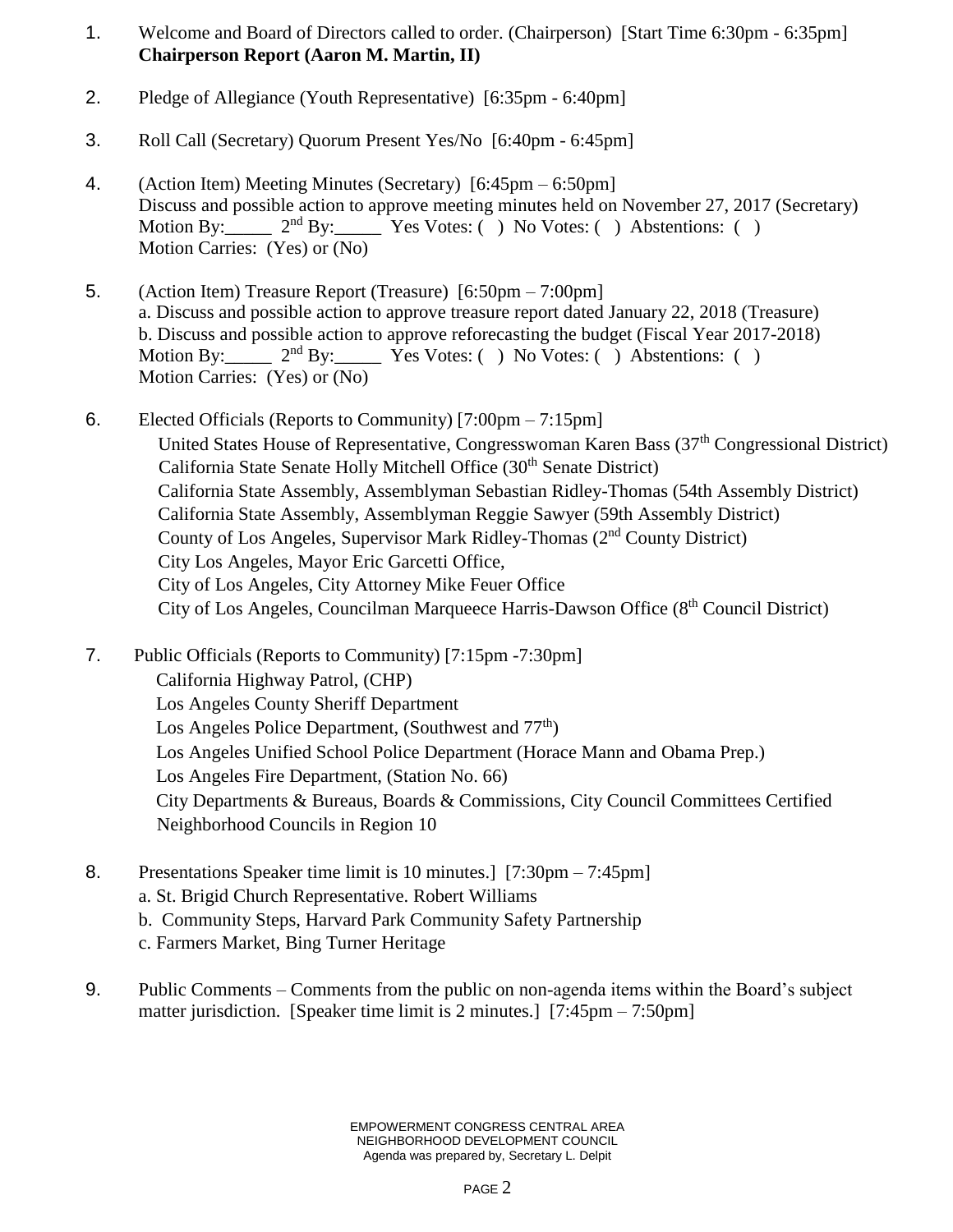1. Welcome and Board of Directors called to order. (Chairperson) [Start Time 6:30pm - 6:35pm]
   **Chairperson Report (Aaron M. Martin, II)**

2. Pledge of Allegiance (Youth Representative) [6:35pm - 6:40pm]

3. Roll Call (Secretary) Quorum Present Yes/No [6:40pm - 6:45pm]

4. (Action Item) Meeting Minutes (Secretary) [6:45pm – 6:50pm]
   Discuss and possible action to approve meeting minutes held on November 27, 2017 (Secretary)
   Motion By:_____ 2nd By:_____ Yes Votes: ( ) No Votes: ( ) Abstentions: ( )
   Motion Carries: (Yes) or (No)

5. (Action Item) Treasure Report (Treasure) [6:50pm – 7:00pm]
   a. Discuss and possible action to approve treasure report dated January 22, 2018 (Treasure)
   b. Discuss and possible action to approve reforecasting the budget (Fiscal Year 2017-2018)
   Motion By:_____ 2nd By:_____ Yes Votes: ( ) No Votes: ( ) Abstentions: ( )
   Motion Carries: (Yes) or (No)

6. Elected Officials (Reports to Community) [7:00pm – 7:15pm]
   United States House of Representative, Congresswoman Karen Bass (37th Congressional District)
   California State Senate Holly Mitchell Office (30th Senate District)
   California State Assembly, Assemblyman Sebastian Ridley-Thomas (54th Assembly District)
   California State Assembly, Assemblyman Reggie Sawyer (59th Assembly District)
   County of Los Angeles, Supervisor Mark Ridley-Thomas (2nd County District)
   City Los Angeles, Mayor Eric Garcetti Office,
   City of Los Angeles, City Attorney Mike Feuer Office
   City of Los Angeles, Councilman Marqueece Harris-Dawson Office (8th Council District)

7. Public Officials (Reports to Community) [7:15pm -7:30pm]
   California Highway Patrol, (CHP)
   Los Angeles County Sheriff Department
   Los Angeles Police Department, (Southwest and 77th)
   Los Angeles Unified School Police Department (Horace Mann and Obama Prep.)
   Los Angeles Fire Department, (Station No. 66)
   City Departments & Bureaus, Boards & Commissions, City Council Committees Certified Neighborhood Councils in Region 10

8. Presentations Speaker time limit is 10 minutes.] [7:30pm – 7:45pm]
   a. St. Brigid Church Representative. Robert Williams
   b. Community Steps, Harvard Park Community Safety Partnership
   c. Farmers Market, Bing Turner Heritage

9. Public Comments – Comments from the public on non-agenda items within the Board's subject matter jurisdiction. [Speaker time limit is 2 minutes.] [7:45pm – 7:50pm]

EMPOWERMENT CONGRESS CENTRAL AREA
NEIGHBORHOOD DEVELOPMENT COUNCIL
Agenda was prepared by, Secretary L. Delpit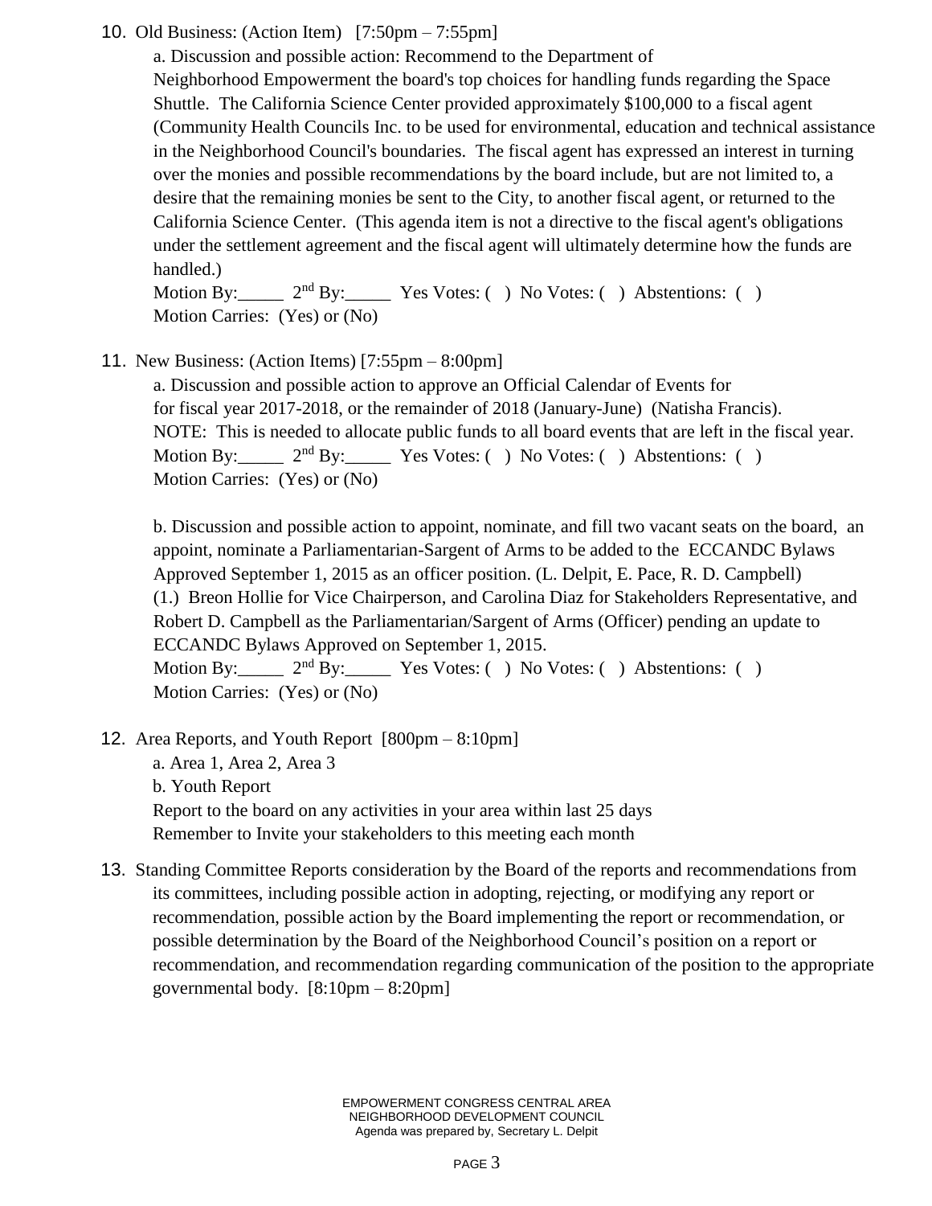10. Old Business: (Action Item) [7:50pm – 7:55pm]

    a. Discussion and possible action: Recommend to the Department of Neighborhood Empowerment the board's top choices for handling funds regarding the Space Shuttle. The California Science Center provided approximately $100,000 to a fiscal agent (Community Health Councils Inc. to be used for environmental, education and technical assistance in the Neighborhood Council's boundaries. The fiscal agent has expressed an interest in turning over the monies and possible recommendations by the board include, but are not limited to, a desire that the remaining monies be sent to the City, to another fiscal agent, or returned to the California Science Center. (This agenda item is not a directive to the fiscal agent's obligations under the settlement agreement and the fiscal agent will ultimately determine how the funds are handled.)

    Motion By:_____ 2nd By:_____ Yes Votes: ( ) No Votes: ( ) Abstentions: ( )
    Motion Carries: (Yes) or (No)

11. New Business: (Action Items) [7:55pm – 8:00pm]

    a. Discussion and possible action to approve an Official Calendar of Events for for fiscal year 2017-2018, or the remainder of 2018 (January-June) (Natisha Francis). NOTE: This is needed to allocate public funds to all board events that are left in the fiscal year.

    Motion By:_____ 2nd By:_____ Yes Votes: ( ) No Votes: ( ) Abstentions: ( )
    Motion Carries: (Yes) or (No)

    b. Discussion and possible action to appoint, nominate, and fill two vacant seats on the board, an appoint, nominate a Parliamentarian-Sargent of Arms to be added to the ECCANDC Bylaws Approved September 1, 2015 as an officer position. (L. Delpit, E. Pace, R. D. Campbell)
    (1.) Breon Hollie for Vice Chairperson, and Carolina Diaz for Stakeholders Representative, and Robert D. Campbell as the Parliamentarian/Sargent of Arms (Officer) pending an update to ECCANDC Bylaws Approved on September 1, 2015.

    Motion By:_____ 2nd By:_____ Yes Votes: ( ) No Votes: ( ) Abstentions: ( )
    Motion Carries: (Yes) or (No)

12. Area Reports, and Youth Report [800pm – 8:10pm]

    a. Area 1, Area 2, Area 3
    b. Youth Report
    Report to the board on any activities in your area within last 25 days
    Remember to Invite your stakeholders to this meeting each month

13. Standing Committee Reports consideration by the Board of the reports and recommendations from its committees, including possible action in adopting, rejecting, or modifying any report or recommendation, possible action by the Board implementing the report or recommendation, or possible determination by the Board of the Neighborhood Council's position on a report or recommendation, and recommendation regarding communication of the position to the appropriate governmental body. [8:10pm – 8:20pm]

EMPOWERMENT CONGRESS CENTRAL AREA NEIGHBORHOOD DEVELOPMENT COUNCIL
Agenda was prepared by, Secretary L. Delpit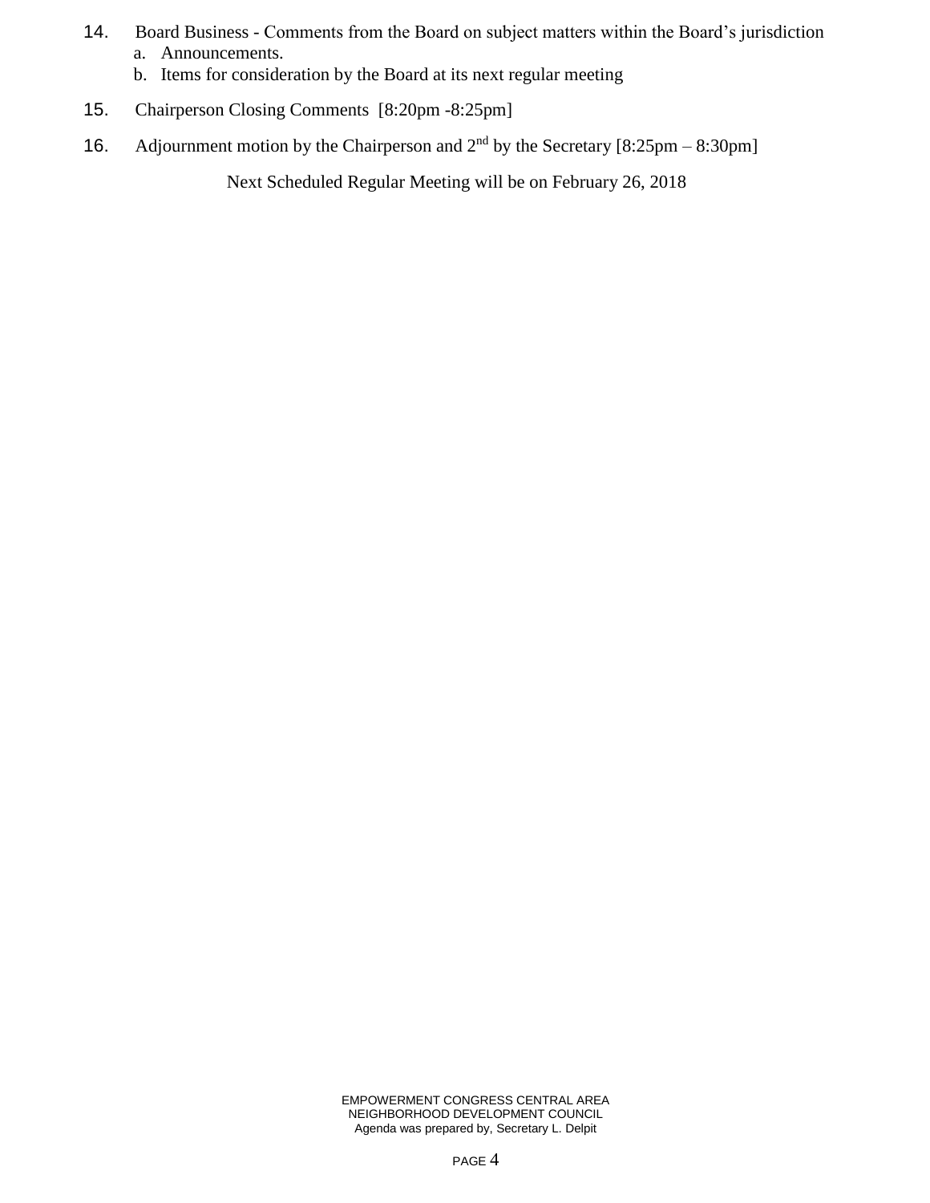14. Board Business - Comments from the Board on subject matters within the Board's jurisdiction
    a. Announcements.
    b. Items for consideration by the Board at its next regular meeting

15. Chairperson Closing Comments [8:20pm -8:25pm]

16. Adjournment motion by the Chairperson and 2nd by the Secretary [8:25pm – 8:30pm]

Next Scheduled Regular Meeting will be on February 26, 2018

EMPOWERMENT CONGRESS CENTRAL AREA
NEIGHBORHOOD DEVELOPMENT COUNCIL
Agenda was prepared by, Secretary L. Delpit